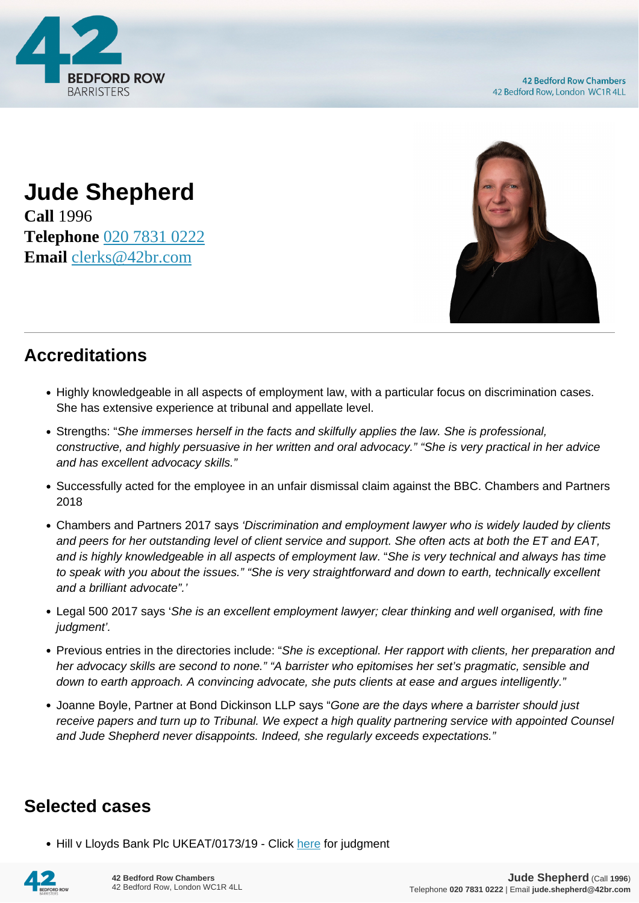# Jude Shepherd

**Call** 1996
**Telephone** 020 7831 0222
**Email** clerks@42br.com

## Accreditations

- Highly knowledgeable in all aspects of employment law, with a particular focus on discrimination cases. She has extensive experience at tribunal and appellate level.
- Strengths: "*She immerses herself in the facts and skilfully applies the law. She is professional, constructive, and highly persuasive in her written and oral advocacy." "She is very practical in her advice and has excellent advocacy skills."*
- Successfully acted for the employee in an unfair dismissal claim against the BBC. Chambers and Partners 2018
- Chambers and Partners 2017 says *'Discrimination and employment lawyer who is widely lauded by clients and peers for her outstanding level of client service and support. She often acts at both the ET and EAT, and is highly knowledgeable in all aspects of employment law*. "*She is very technical and always has time to speak with you about the issues." "She is very straightforward and down to earth, technically excellent and a brilliant advocate".'*
- Legal 500 2017 says '*She is an excellent employment lawyer; clear thinking and well organised, with fine judgment'.*
- Previous entries in the directories include: "*She is exceptional. Her rapport with clients, her preparation and her advocacy skills are second to none." "A barrister who epitomises her set's pragmatic, sensible and down to earth approach. A convincing advocate, she puts clients at ease and argues intelligently."*
- Joanne Boyle, Partner at Bond Dickinson LLP says "*Gone are the days where a barrister should just receive papers and turn up to Tribunal. We expect a high quality partnering service with appointed Counsel and Jude Shepherd never disappoints. Indeed, she regularly exceeds expectations."*

## Selected cases

- Hill v Lloyds Bank Plc UKEAT/0173/19 - Click here for judgment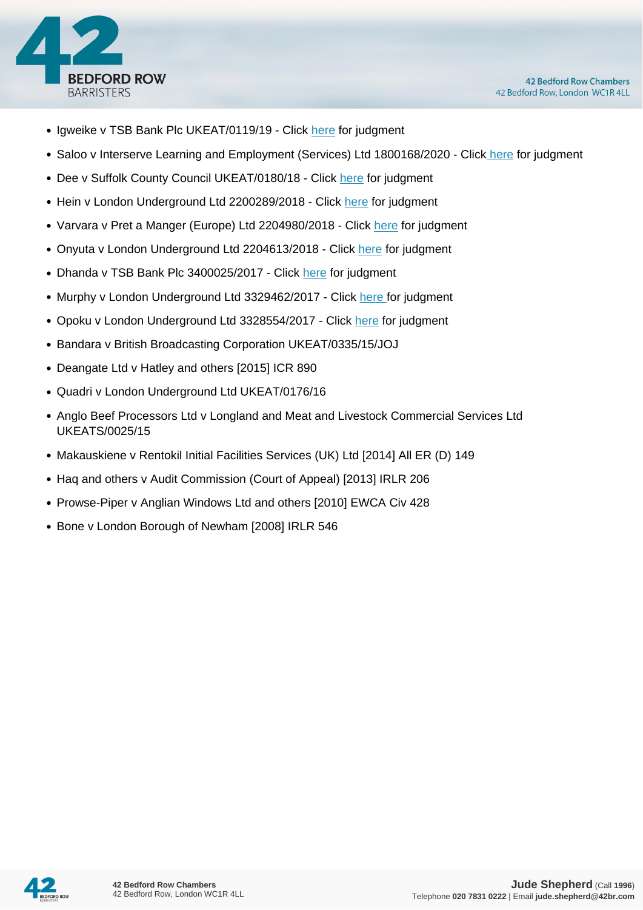- Igweike v TSB Bank Plc UKEAT/0119/19 - Click here for judgment
- Saloo v Interserve Learning and Employment (Services) Ltd 1800168/2020 - Click here for judgment
- Dee v Suffolk County Council UKEAT/0180/18 - Click here for judgment
- Hein v London Underground Ltd 2200289/2018 - Click here for judgment
- Varvara v Pret a Manger (Europe) Ltd 2204980/2018 - Click here for judgment
- Onyuta v London Underground Ltd 2204613/2018 - Click here for judgment
- Dhanda v TSB Bank Plc 3400025/2017 - Click here for judgment
- Murphy v London Underground Ltd 3329462/2017 - Click here for judgment
- Opoku v London Underground Ltd 3328554/2017 - Click here for judgment
- Bandara v British Broadcasting Corporation UKEAT/0335/15/JOJ
- Deangate Ltd v Hatley and others [2015] ICR 890
- Quadri v London Underground Ltd UKEAT/0176/16
- Anglo Beef Processors Ltd v Longland and Meat and Livestock Commercial Services Ltd UKEATS/0025/15
- Makauskiene v Rentokil Initial Facilities Services (UK) Ltd [2014] All ER (D) 149
- Haq and others v Audit Commission (Court of Appeal) [2013] IRLR 206
- Prowse-Piper v Anglian Windows Ltd and others [2010] EWCA Civ 428
- Bone v London Borough of Newham [2008] IRLR 546